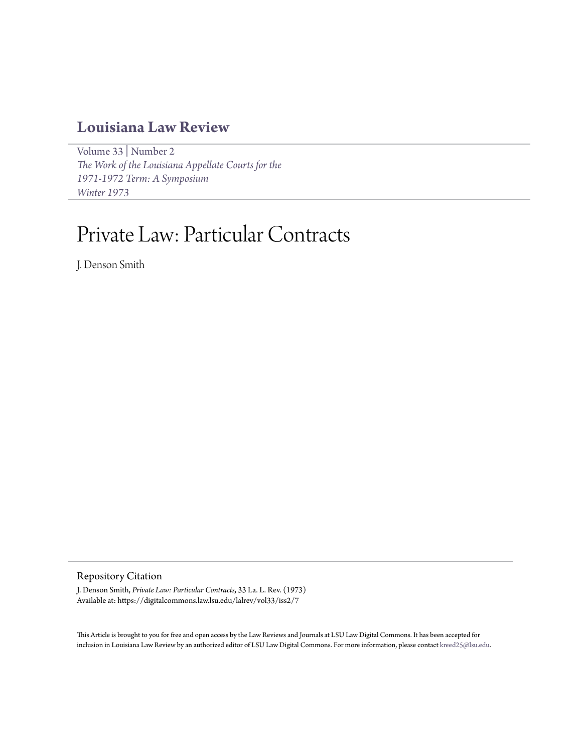# Louisiana Law Review

Volume 33 | Number 2
*The Work of the Louisiana Appellate Courts for the 1971-1972 Term: A Symposium*
*Winter 1973*

# Private Law: Particular Contracts

J. Denson Smith

## Repository Citation

J. Denson Smith, *Private Law: Particular Contracts*, 33 La. L. Rev. (1973)
Available at: https://digitalcommons.law.lsu.edu/lalrev/vol33/iss2/7

This Article is brought to you for free and open access by the Law Reviews and Journals at LSU Law Digital Commons. It has been accepted for inclusion in Louisiana Law Review by an authorized editor of LSU Law Digital Commons. For more information, please contact kreed25@lsu.edu.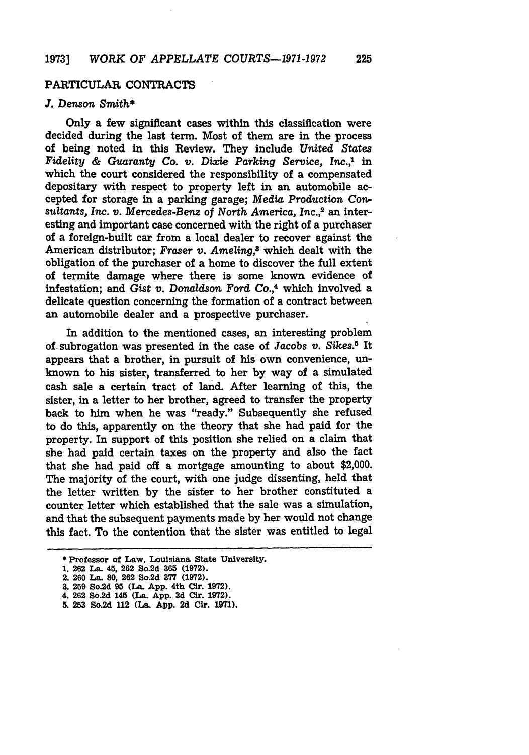## PARTICULAR CONTRACTS

*J. Denson Smith**

Only a few significant cases within this classification were decided during the last term. Most of them are in the process of being noted in this Review. They include *United States Fidelity & Guaranty Co. v. Dixie Parking Service, Inc.*,[1] in which the court considered the responsibility of a compensated depositary with respect to property left in an automobile accepted for storage in a parking garage; *Media Production Consultants, Inc. v. Mercedes-Benz of North America, Inc.*,[2] an interesting and important case concerned with the right of a purchaser of a foreign-built car from a local dealer to recover against the American distributor; *Fraser v. Ameling*,[3] which dealt with the obligation of the purchaser of a home to discover the full extent of termite damage where there is some known evidence of infestation; and *Gist v. Donaldson Ford Co.*,[4] which involved a delicate question concerning the formation of a contract between an automobile dealer and a prospective purchaser.

In addition to the mentioned cases, an interesting problem of subrogation was presented in the case of *Jacobs v. Sikes*.[5] It appears that a brother, in pursuit of his own convenience, unknown to his sister, transferred to her by way of a simulated cash sale a certain tract of land. After learning of this, the sister, in a letter to her brother, agreed to transfer the property back to him when he was "ready." Subsequently she refused to do this, apparently on the theory that she had paid for the property. In support of this position she relied on a claim that she had paid certain taxes on the property and also the fact that she had paid off a mortgage amounting to about $2,000. The majority of the court, with one judge dissenting, held that the letter written by the sister to her brother constituted a counter letter which established that the sale was a simulation, and that the subsequent payments made by her would not change this fact. To the contention that the sister was entitled to legal

---

\* Professor of Law, Louisiana State University.

1. 262 La. 45, 262 So.2d 365 (1972).
2. 260 La. 80, 262 So.2d 377 (1972).
3. 259 So.2d 95 (La. App. 4th Cir. 1972).
4. 262 So.2d 145 (La. App. 3d Cir. 1972).
5. 253 So.2d 112 (La. App. 2d Cir. 1971).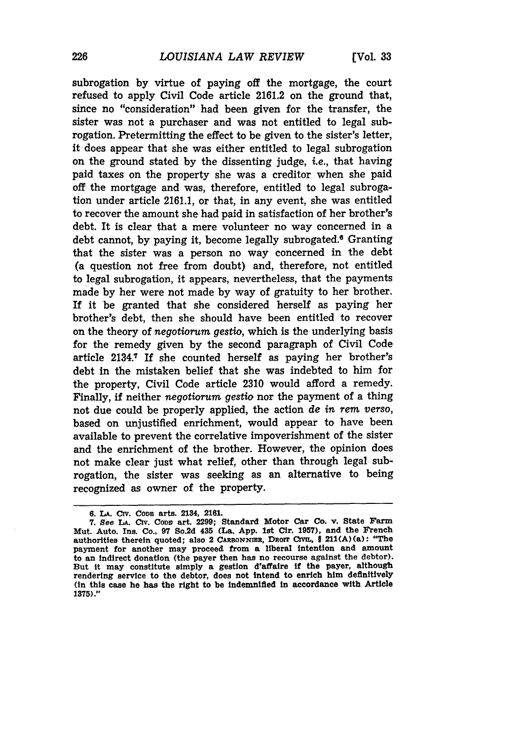subrogation by virtue of paying off the mortgage, the court refused to apply Civil Code article 2161.2 on the ground that, since no "consideration" had been given for the transfer, the sister was not a purchaser and was not entitled to legal subrogation. Pretermitting the effect to be given to the sister's letter, it does appear that she was either entitled to legal subrogation on the ground stated by the dissenting judge, *i.e.*, that having paid taxes on the property she was a creditor when she paid off the mortgage and was, therefore, entitled to legal subrogation under article 2161.1, or that, in any event, she was entitled to recover the amount she had paid in satisfaction of her brother's debt. It is clear that a mere volunteer no way concerned in a debt cannot, by paying it, become legally subrogated.[6] Granting that the sister was a person no way concerned in the debt (a question not free from doubt) and, therefore, not entitled to legal subrogation, it appears, nevertheless, that the payments made by her were not made by way of gratuity to her brother. If it be granted that she considered herself as paying her brother's debt, then she should have been entitled to recover on the theory of *negotiorum gestio*, which is the underlying basis for the remedy given by the second paragraph of Civil Code article 2134.[7] If she counted herself as paying her brother's debt in the mistaken belief that she was indebted to him for the property, Civil Code article 2310 would afford a remedy. Finally, if neither *negotiorum gestio* nor the payment of a thing not due could be properly applied, the action *de in rem verso*, based on unjustified enrichment, would appear to have been available to prevent the correlative impoverishment of the sister and the enrichment of the brother. However, the opinion does not make clear just what relief, other than through legal subrogation, the sister was seeking as an alternative to being recognized as owner of the property.

---

6. LA. CIV. CODE arts. 2134, 2161.

7. *See* LA. CIV. CODE art. 2299; Standard Motor Car Co. v. State Farm Mut. Auto. Ins. Co., 97 So.2d 435 (La. App. 1st Cir. 1957), and the French authorities therein quoted; also 2 CARBONNIER, DROIT CIVIL, § 211(A)(a): "The payment for another may proceed from a liberal intention and amount to an indirect donation (the payer then has no recourse against the debtor). But it may constitute simply a gestion d'affaire if the payer, although rendering service to the debtor, does not intend to enrich him definitively (in this case he has the right to be indemnified in accordance with Article 1375)."